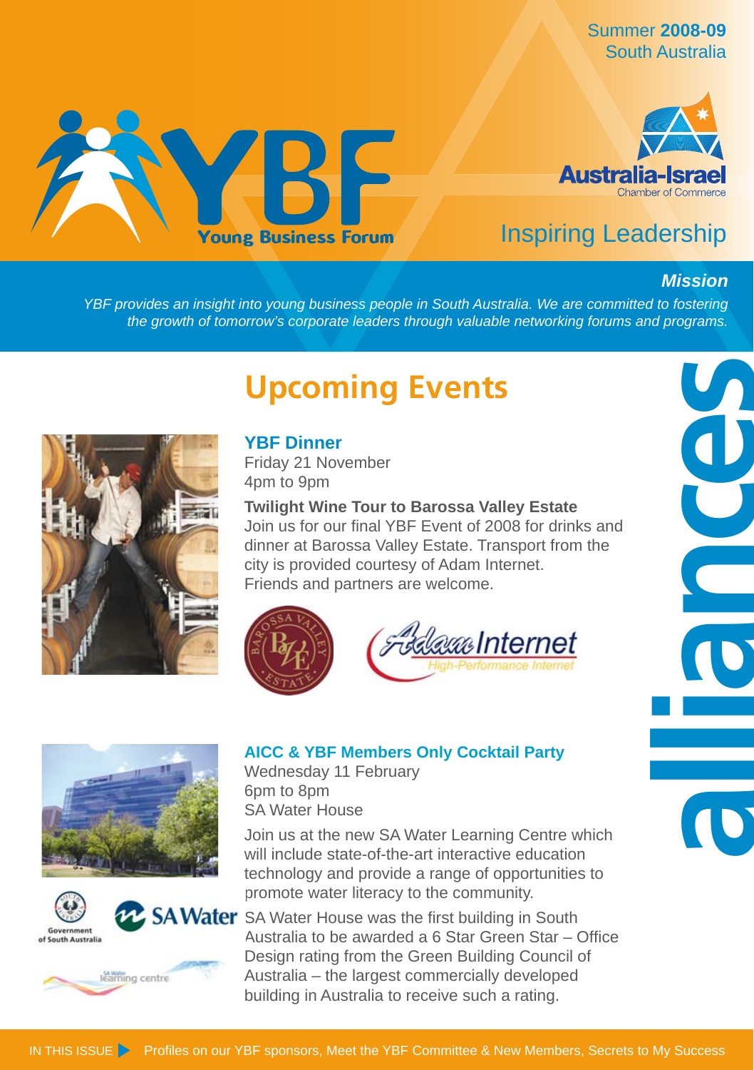Summer **2008-09**
South Australia

# YBF Young Business Forum

Australia-Israel Chamber of Commerce

Inspiring Leadership

***Mission***

*YBF provides an insight into young business people in South Australia. We are committed to fostering the growth of tomorrow's corporate leaders through valuable networking forums and programs.*

## Upcoming Events

### YBF Dinner

Friday 21 November
4pm to 9pm

**Twilight Wine Tour to Barossa Valley Estate**
Join us for our final YBF Event of 2008 for drinks and dinner at Barossa Valley Estate. Transport from the city is provided courtesy of Adam Internet. Friends and partners are welcome.

Barossa Valley Estate

Adam Internet – High-Performance Internet

### AICC & YBF Members Only Cocktail Party

Wednesday 11 February
6pm to 8pm
SA Water House

Join us at the new SA Water Learning Centre which will include state-of-the-art interactive education technology and provide a range of opportunities to promote water literacy to the community.

SA Water House was the first building in South Australia to be awarded a 6 Star Green Star – Office Design rating from the Green Building Council of Australia – the largest commercially developed building in Australia to receive such a rating.

Government of South Australia

SA Water

SA Water learning centre

alliances

IN THIS ISSUE Profiles on our YBF sponsors, Meet the YBF Committee & New Members, Secrets to My Success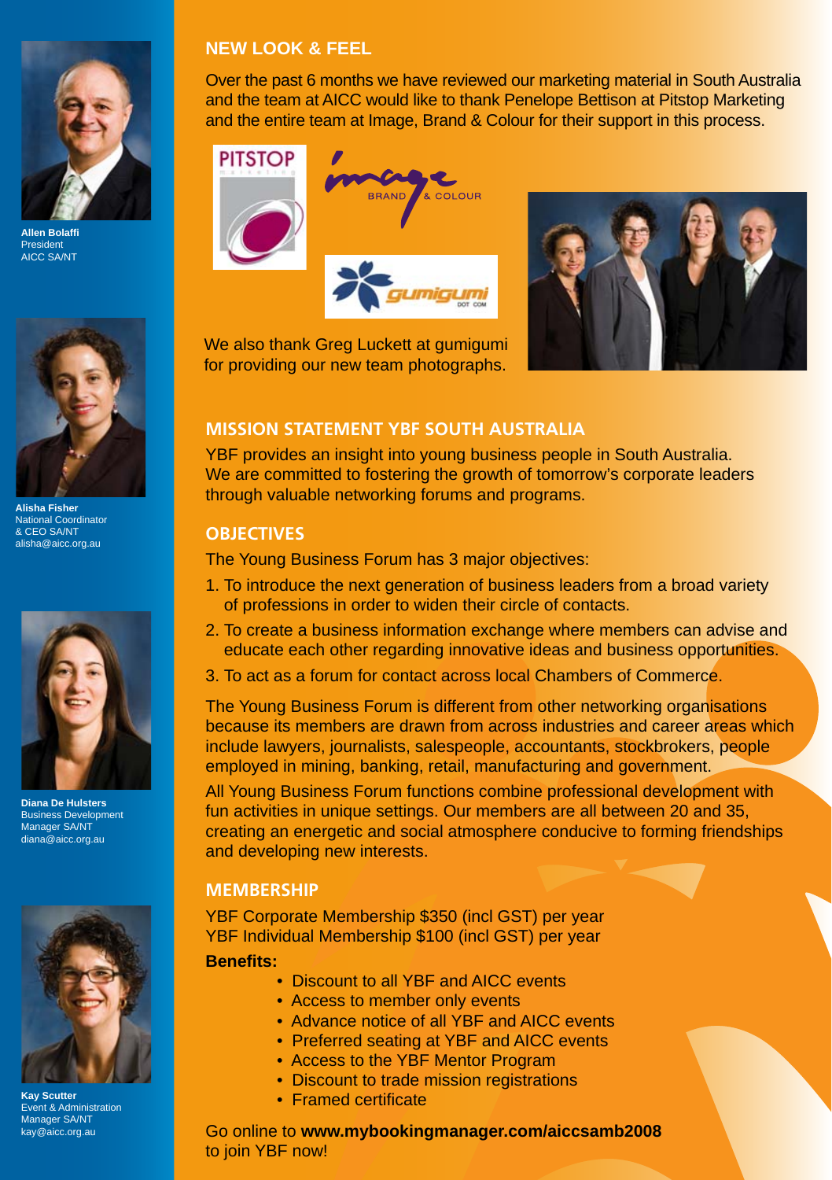**Allen Bolaffi**
President
AICC SA/NT

**Alisha Fisher**
National Coordinator
& CEO SA/NT
alisha@aicc.org.au

**Diana De Hulsters**
Business Development
Manager SA/NT
diana@aicc.org.au

**Kay Scutter**
Event & Administration
Manager SA/NT
kay@aicc.org.au

## NEW LOOK & FEEL

Over the past 6 months we have reviewed our marketing material in South Australia and the team at AICC would like to thank Penelope Bettison at Pitstop Marketing and the entire team at Image, Brand & Colour for their support in this process.

We also thank Greg Luckett at gumigumi for providing our new team photographs.

## MISSION STATEMENT YBF SOUTH AUSTRALIA

YBF provides an insight into young business people in South Australia. We are committed to fostering the growth of tomorrow's corporate leaders through valuable networking forums and programs.

## OBJECTIVES

The Young Business Forum has 3 major objectives:

1. To introduce the next generation of business leaders from a broad variety of professions in order to widen their circle of contacts.
2. To create a business information exchange where members can advise and educate each other regarding innovative ideas and business opportunities.
3. To act as a forum for contact across local Chambers of Commerce.

The Young Business Forum is different from other networking organisations because its members are drawn from across industries and career areas which include lawyers, journalists, salespeople, accountants, stockbrokers, people employed in mining, banking, retail, manufacturing and government.

All Young Business Forum functions combine professional development with fun activities in unique settings. Our members are all between 20 and 35, creating an energetic and social atmosphere conducive to forming friendships and developing new interests.

## MEMBERSHIP

YBF Corporate Membership $350 (incl GST) per year
YBF Individual Membership $100 (incl GST) per year

**Benefits:**

- Discount to all YBF and AICC events
- Access to member only events
- Advance notice of all YBF and AICC events
- Preferred seating at YBF and AICC events
- Access to the YBF Mentor Program
- Discount to trade mission registrations
- Framed certificate

Go online to **www.mybookingmanager.com/aiccsamb2008** to join YBF now!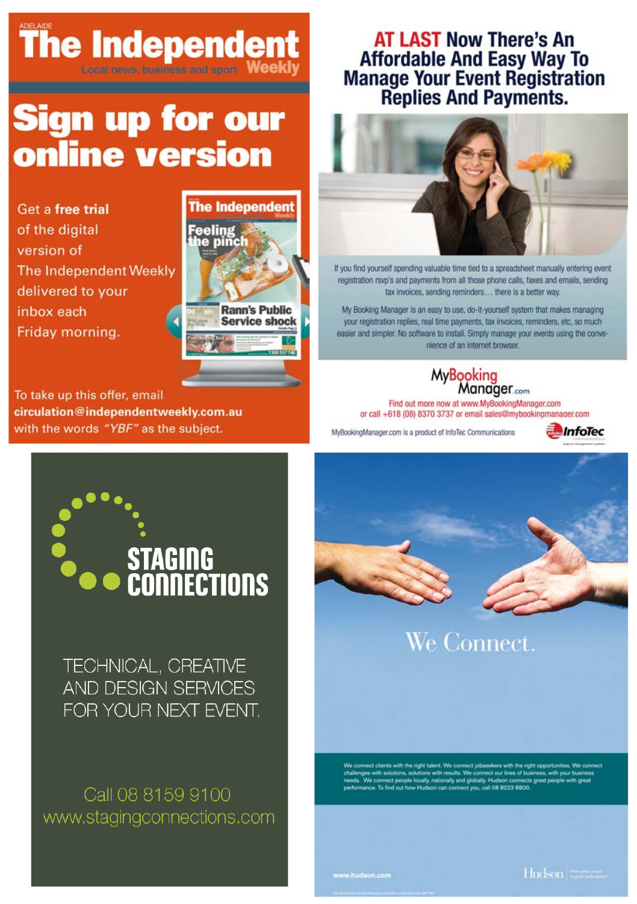ADELAIDE

# The Independent Weekly

Local news, business and sport

## Sign up for our online version

Get a **free trial** of the digital version of The Independent Weekly delivered to your inbox each Friday morning.

To take up this offer, email **circulation@independentweekly.com.au** with the words ***"YBF"*** as the subject.

---

## AT LAST Now There's An Affordable And Easy Way To Manage Your Event Registration Replies And Payments.

If you find yourself spending valuable time tied to a spreadsheet manually entering event registration rsvp's and payments from all those phone calls, faxes and emails, sending tax invoices, sending reminders… there is a better way.

My Booking Manager is an easy to use, do-it-yourself system that makes managing your registration replies, real time payments, tax invoices, reminders, etc, so much easier and simpler. No software to install. Simply manage your events using the convenience of an internet browser.

MyBookingManager.com

Find out more now at www.MyBookingManager.com
or call +618 (08) 8370 3737 or email sales@mybookingmanager.com

MyBookingManager.com is a product of InfoTec Communications

InfoTec

---

## STAGING CONNECTIONS

TECHNICAL, CREATIVE AND DESIGN SERVICES FOR YOUR NEXT EVENT.

Call 08 8159 9100
www.stagingconnections.com

---

## We Connect.

We connect clients with the right talent. We connect jobseekers with the right opportunities. We connect challenges with solutions, solutions with results. We connect our lines of business, with your business needs. We connect people locally, nationally and globally. Hudson connects great people with great performance. To find out how Hudson can connect you, call 08 8223 8800.

www.hudson.com

Hudson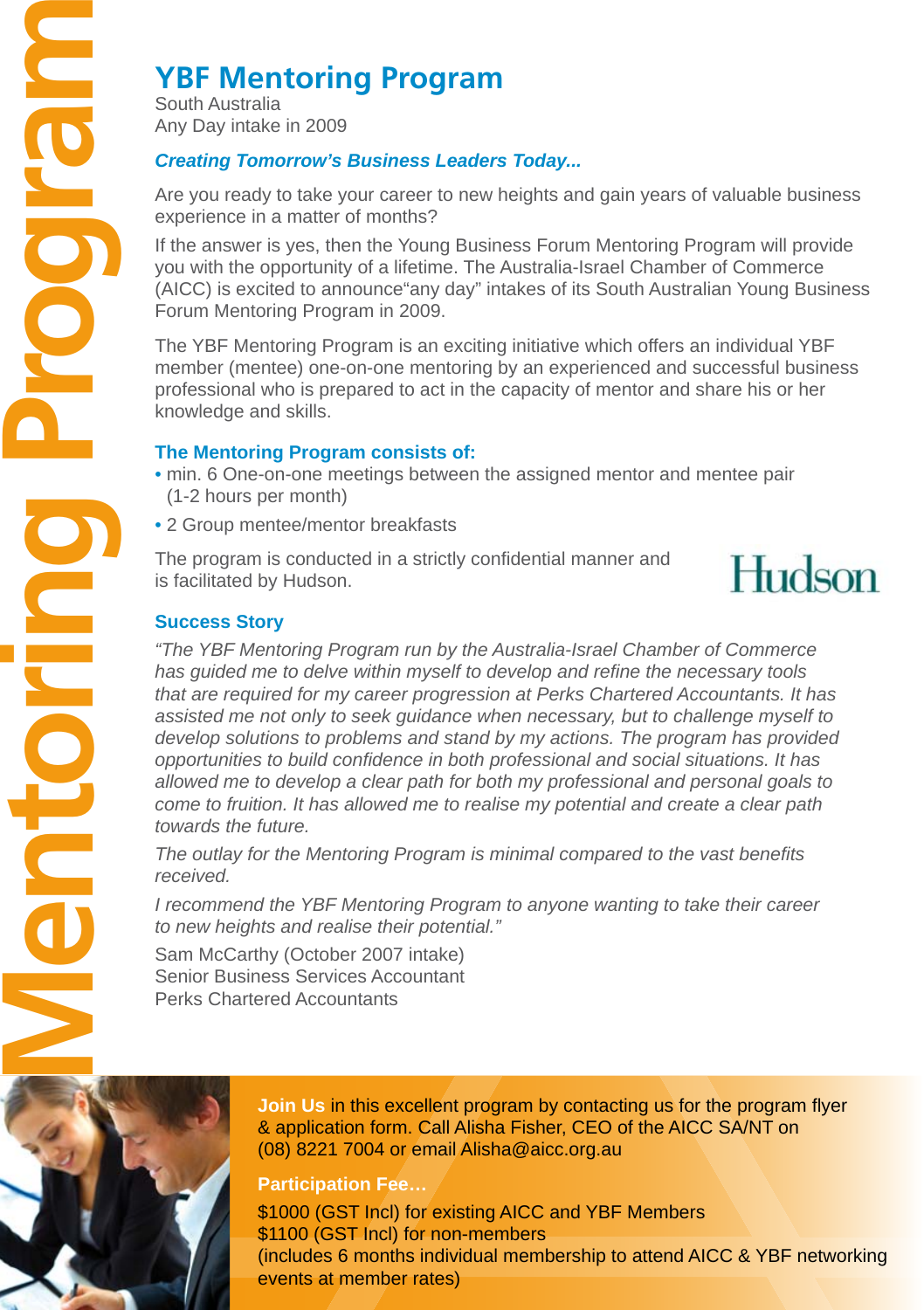# YBF Mentoring Program

South Australia
Any Day intake in 2009

***Creating Tomorrow's Business Leaders Today...***

Are you ready to take your career to new heights and gain years of valuable business experience in a matter of months?

If the answer is yes, then the Young Business Forum Mentoring Program will provide you with the opportunity of a lifetime. The Australia-Israel Chamber of Commerce (AICC) is excited to announce"any day" intakes of its South Australian Young Business Forum Mentoring Program in 2009.

The YBF Mentoring Program is an exciting initiative which offers an individual YBF member (mentee) one-on-one mentoring by an experienced and successful business professional who is prepared to act in the capacity of mentor and share his or her knowledge and skills.

## The Mentoring Program consists of:

- min. 6 One-on-one meetings between the assigned mentor and mentee pair (1-2 hours per month)
- 2 Group mentee/mentor breakfasts

The program is conducted in a strictly confidential manner and is facilitated by Hudson.

Hudson

## Success Story

*"The YBF Mentoring Program run by the Australia-Israel Chamber of Commerce has guided me to delve within myself to develop and refine the necessary tools that are required for my career progression at Perks Chartered Accountants. It has assisted me not only to seek guidance when necessary, but to challenge myself to develop solutions to problems and stand by my actions. The program has provided opportunities to build confidence in both professional and social situations. It has allowed me to develop a clear path for both my professional and personal goals to come to fruition. It has allowed me to realise my potential and create a clear path towards the future.*

*The outlay for the Mentoring Program is minimal compared to the vast benefits received.*

*I recommend the YBF Mentoring Program to anyone wanting to take their career to new heights and realise their potential."*

Sam McCarthy (October 2007 intake)
Senior Business Services Accountant
Perks Chartered Accountants

**Join Us** in this excellent program by contacting us for the program flyer & application form. Call Alisha Fisher, CEO of the AICC SA/NT on (08) 8221 7004 or email Alisha@aicc.org.au

**Participation Fee…**

$1000 (GST Incl) for existing AICC and YBF Members
$1100 (GST Incl) for non-members
(includes 6 months individual membership to attend AICC & YBF networking events at member rates)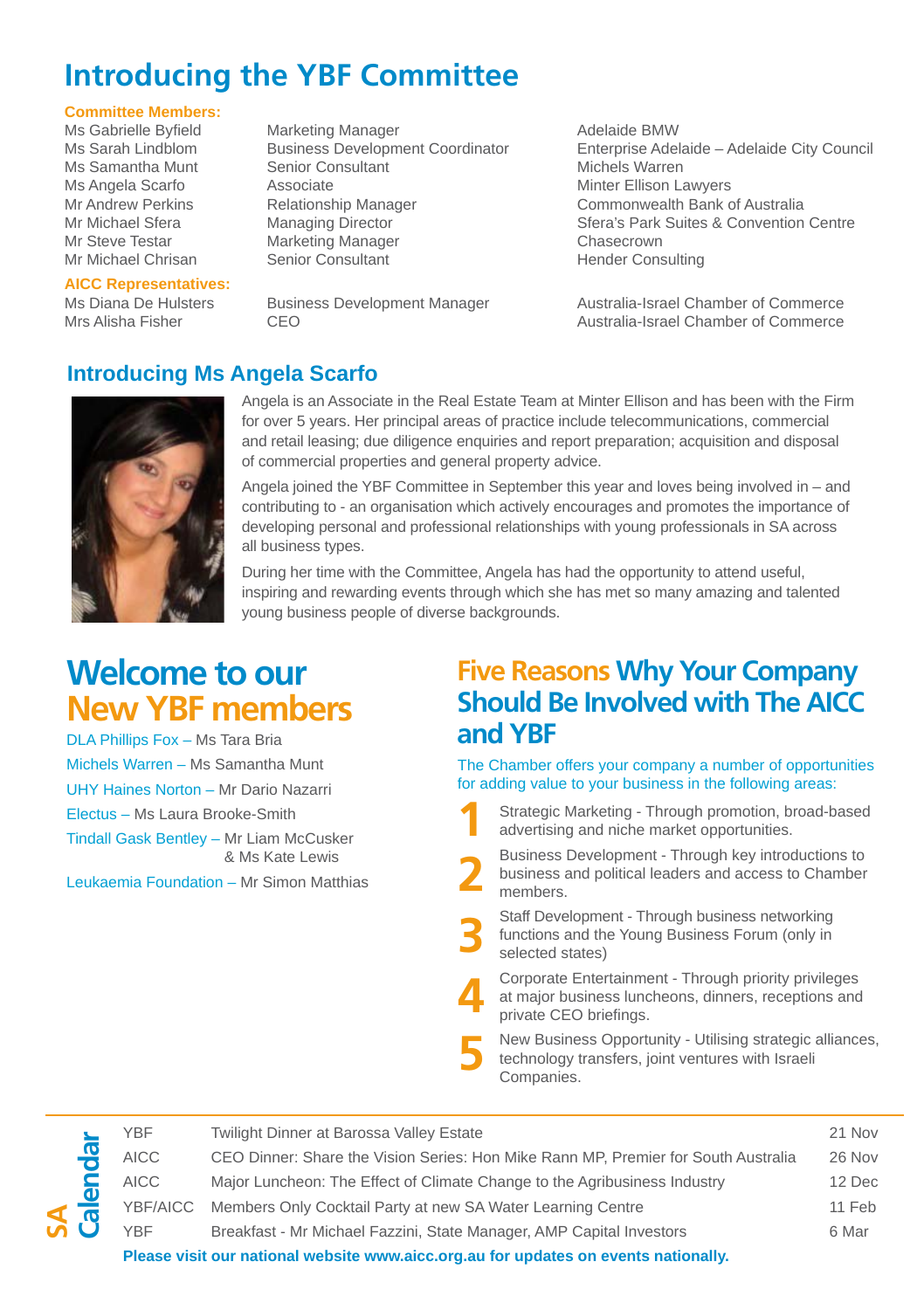# Introducing the YBF Committee

**Committee Members:**

| | | |
|---|---|---|
| Ms Gabrielle Byfield | Marketing Manager | Adelaide BMW |
| Ms Sarah Lindblom | Business Development Coordinator | Enterprise Adelaide – Adelaide City Council |
| Ms Samantha Munt | Senior Consultant | Michels Warren |
| Ms Angela Scarfo | Associate | Minter Ellison Lawyers |
| Mr Andrew Perkins | Relationship Manager | Commonwealth Bank of Australia |
| Mr Michael Sfera | Managing Director | Sfera's Park Suites & Convention Centre |
| Mr Steve Testar | Marketing Manager | Chasecrown |
| Mr Michael Chrisan | Senior Consultant | Hender Consulting |

**AICC Representatives:**

| | | |
|---|---|---|
| Ms Diana De Hulsters | Business Development Manager | Australia-Israel Chamber of Commerce |
| Mrs Alisha Fisher | CEO | Australia-Israel Chamber of Commerce |

## Introducing Ms Angela Scarfo

Angela is an Associate in the Real Estate Team at Minter Ellison and has been with the Firm for over 5 years. Her principal areas of practice include telecommunications, commercial and retail leasing; due diligence enquiries and report preparation; acquisition and disposal of commercial properties and general property advice.

Angela joined the YBF Committee in September this year and loves being involved in – and contributing to - an organisation which actively encourages and promotes the importance of developing personal and professional relationships with young professionals in SA across all business types.

During her time with the Committee, Angela has had the opportunity to attend useful, inspiring and rewarding events through which she has met so many amazing and talented young business people of diverse backgrounds.

# Welcome to our New YBF members

DLA Phillips Fox – Ms Tara Bria

Michels Warren – Ms Samantha Munt

UHY Haines Norton – Mr Dario Nazarri

Electus – Ms Laura Brooke-Smith

Tindall Gask Bentley – Mr Liam McCusker & Ms Kate Lewis

Leukaemia Foundation – Mr Simon Matthias

# Five Reasons Why Your Company Should Be Involved with The AICC and YBF

The Chamber offers your company a number of opportunities for adding value to your business in the following areas:

1. Strategic Marketing - Through promotion, broad-based advertising and niche market opportunities.
2. Business Development - Through key introductions to business and political leaders and access to Chamber members.
3. Staff Development - Through business networking functions and the Young Business Forum (only in selected states)
4. Corporate Entertainment - Through priority privileges at major business luncheons, dinners, receptions and private CEO briefings.
5. New Business Opportunity - Utilising strategic alliances, technology transfers, joint ventures with Israeli Companies.

## SA Calendar

| | | |
|---|---|---|
| YBF | Twilight Dinner at Barossa Valley Estate | 21 Nov |
| AICC | CEO Dinner: Share the Vision Series: Hon Mike Rann MP, Premier for South Australia | 26 Nov |
| AICC | Major Luncheon: The Effect of Climate Change to the Agribusiness Industry | 12 Dec |
| YBF/AICC | Members Only Cocktail Party at new SA Water Learning Centre | 11 Feb |
| YBF | Breakfast - Mr Michael Fazzini, State Manager, AMP Capital Investors | 6 Mar |

**Please visit our national website www.aicc.org.au for updates on events nationally.**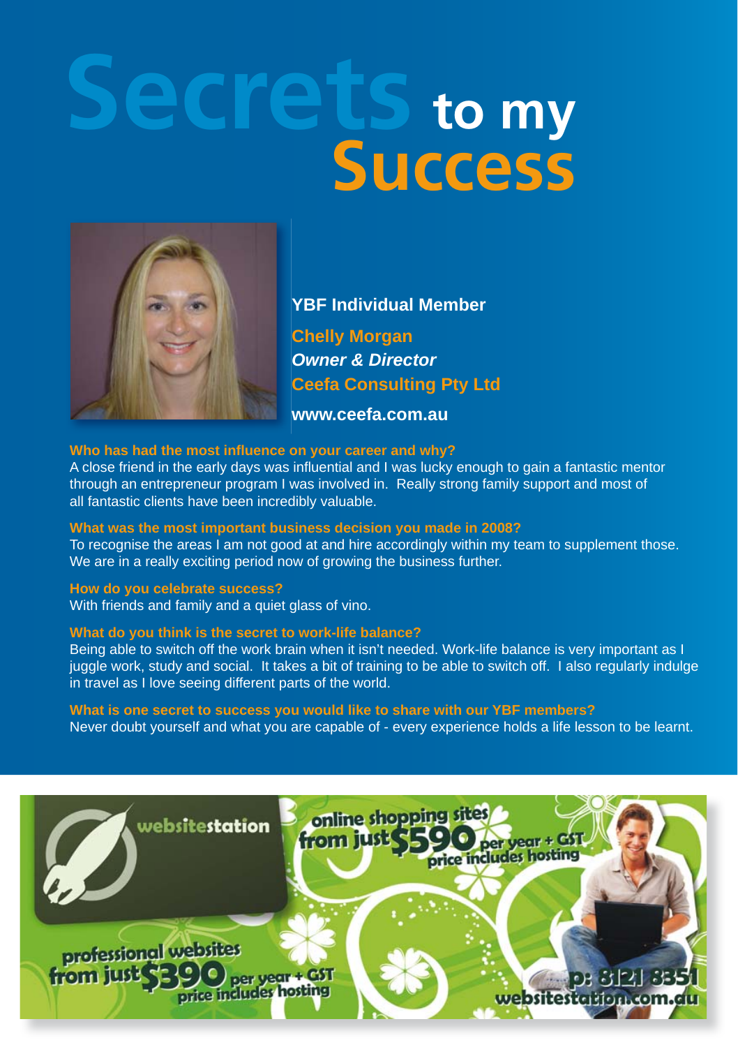# Secrets to my Success

**YBF Individual Member**

**Chelly Morgan**
***Owner & Director***
**Ceefa Consulting Pty Ltd**

**www.ceefa.com.au**

**Who has had the most influence on your career and why?**
A close friend in the early days was influential and I was lucky enough to gain a fantastic mentor through an entrepreneur program I was involved in. Really strong family support and most of all fantastic clients have been incredibly valuable.

**What was the most important business decision you made in 2008?**
To recognise the areas I am not good at and hire accordingly within my team to supplement those. We are in a really exciting period now of growing the business further.

**How do you celebrate success?**
With friends and family and a quiet glass of vino.

**What do you think is the secret to work-life balance?**
Being able to switch off the work brain when it isn't needed. Work-life balance is very important as I juggle work, study and social. It takes a bit of training to be able to switch off. I also regularly indulge in travel as I love seeing different parts of the world.

**What is one secret to success you would like to share with our YBF members?**
Never doubt yourself and what you are capable of - every experience holds a life lesson to be learnt.

websitestation

online shopping sites from just $590 per year + GST price includes hosting

professional websites from just $390 per year + GST price includes hosting

p: 8121 8351
websitestation.com.au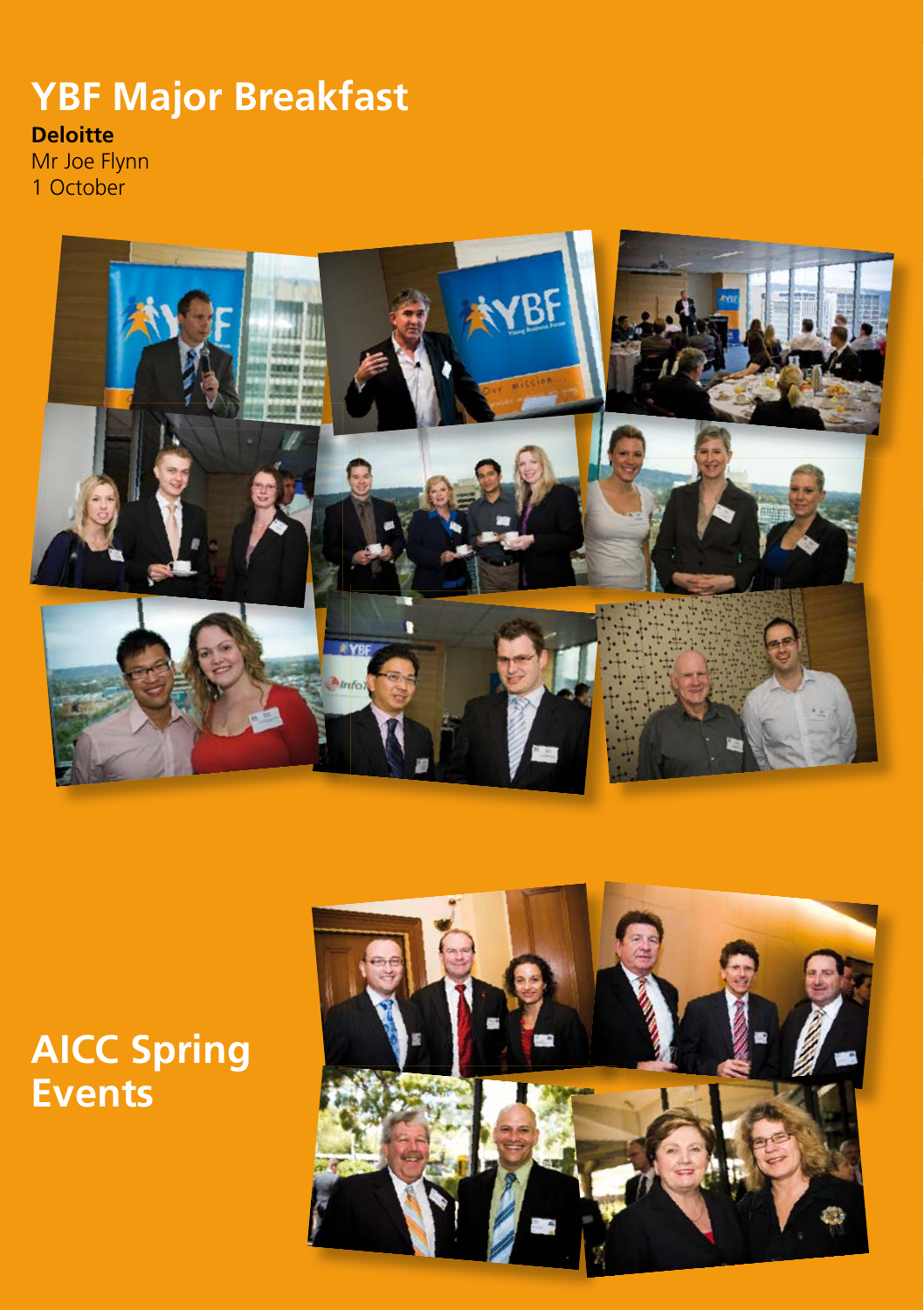# YBF Major Breakfast

**Deloitte**
Mr Joe Flynn
1 October

# AICC Spring Events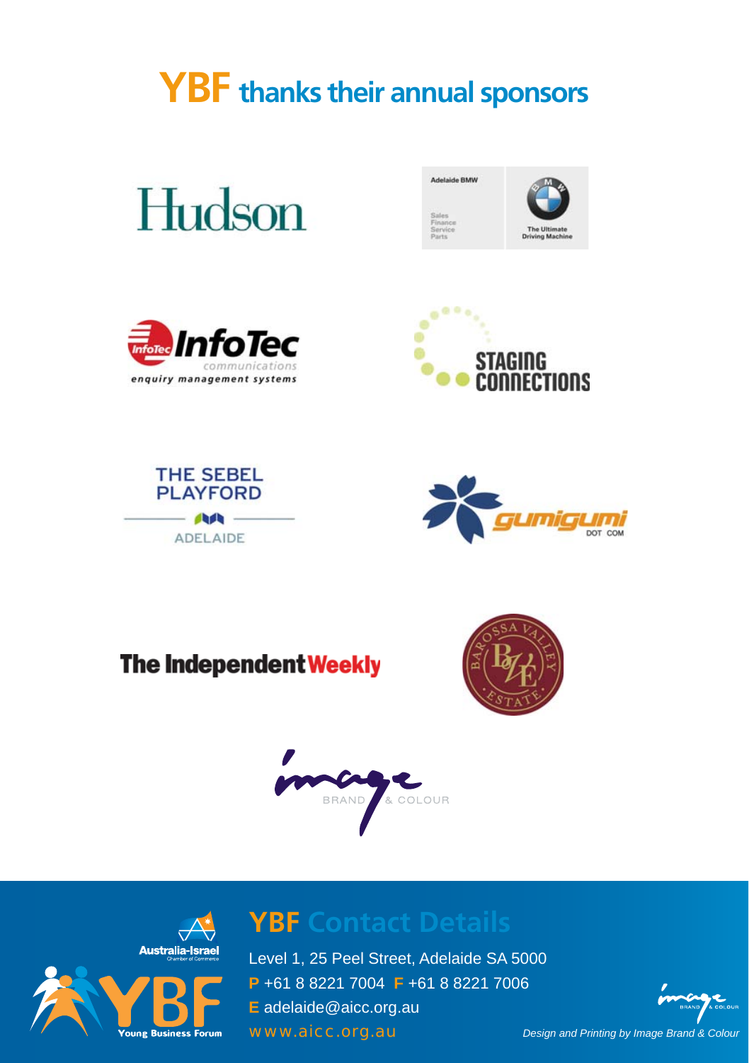# YBF thanks their annual sponsors

Hudson

Adelaide BMW

Sales
Finance
Service
Parts

The Ultimate Driving Machine

InfoTec communications enquiry management systems

STAGING CONNECTIONS

THE SEBEL PLAYFORD ADELAIDE

gumigumi DOT COM

The Independent Weekly

BAROSSA VALLEY ESTATE

image BRAND & COLOUR

Australia-Israel Chamber of Commerce

YBF Young Business Forum

## YBF Contact Details

Level 1, 25 Peel Street, Adelaide SA 5000
**P** +61 8 8221 7004 **F** +61 8 8221 7006
**E** adelaide@aicc.org.au
www.aicc.org.au

*Design and Printing by Image Brand & Colour*